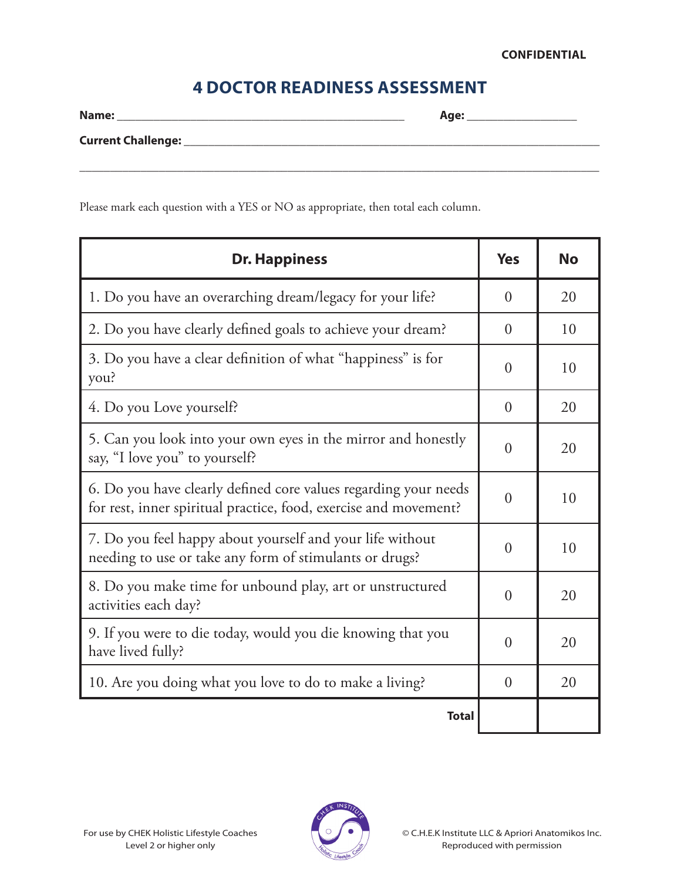**CONFIDENTIAL**

# 4 DOCTOR READINESS ASSESSMENT

**Name:** ______________________________ **Age:** ____________

**Current Challenge:** __________________________________________

______________________________________________________________

Please mark each question with a YES or NO as appropriate, then total each column.

| Dr. Happiness | Yes | No |
|---|---|---|
| 1. Do you have an overarching dream/legacy for your life? | 0 | 20 |
| 2. Do you have clearly defined goals to achieve your dream? | 0 | 10 |
| 3. Do you have a clear definition of what "happiness" is for you? | 0 | 10 |
| 4. Do you Love yourself? | 0 | 20 |
| 5. Can you look into your own eyes in the mirror and honestly say, "I love you" to yourself? | 0 | 20 |
| 6. Do you have clearly defined core values regarding your needs for rest, inner spiritual practice, food, exercise and movement? | 0 | 10 |
| 7. Do you feel happy about yourself and your life without needing to use or take any form of stimulants or drugs? | 0 | 10 |
| 8. Do you make time for unbound play, art or unstructured activities each day? | 0 | 20 |
| 9. If you were to die today, would you die knowing that you have lived fully? | 0 | 20 |
| 10. Are you doing what you love to do to make a living? | 0 | 20 |
| **Total** | | |

For use by CHEK Holistic Lifestyle Coaches Level 2 or higher only

© C.H.E.K Institute LLC & Apriori Anatomikos Inc. Reproduced with permission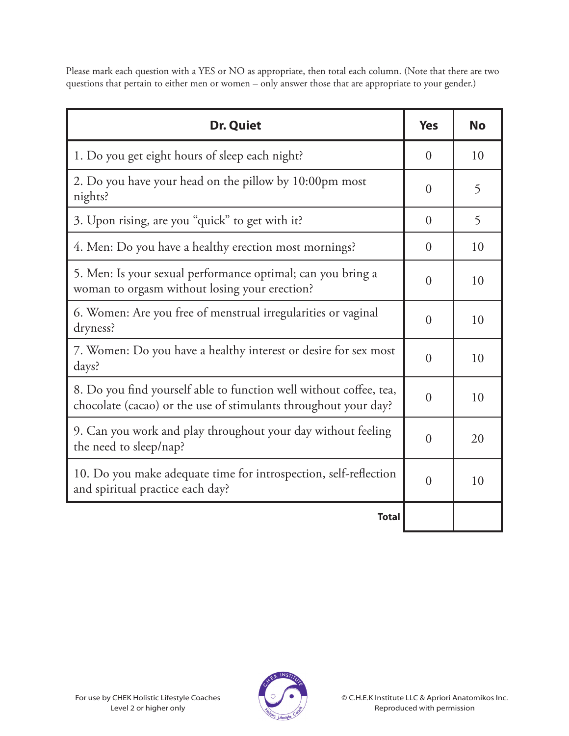Please mark each question with a YES or NO as appropriate, then total each column. (Note that there are two questions that pertain to either men or women – only answer those that are appropriate to your gender.)

| Dr. Quiet | Yes | No |
|---|---|---|
| 1. Do you get eight hours of sleep each night? | 0 | 10 |
| 2. Do you have your head on the pillow by 10:00pm most nights? | 0 | 5 |
| 3. Upon rising, are you "quick" to get with it? | 0 | 5 |
| 4. Men: Do you have a healthy erection most mornings? | 0 | 10 |
| 5. Men: Is your sexual performance optimal; can you bring a woman to orgasm without losing your erection? | 0 | 10 |
| 6. Women: Are you free of menstrual irregularities or vaginal dryness? | 0 | 10 |
| 7. Women: Do you have a healthy interest or desire for sex most days? | 0 | 10 |
| 8. Do you find yourself able to function well without coffee, tea, chocolate (cacao) or the use of stimulants throughout your day? | 0 | 10 |
| 9. Can you work and play throughout your day without feeling the need to sleep/nap? | 0 | 20 |
| 10. Do you make adequate time for introspection, self-reflection and spiritual practice each day? | 0 | 10 |
| **Total** | | |

For use by CHEK Holistic Lifestyle Coaches Level 2 or higher only

© C.H.E.K Institute LLC & Apriori Anatomikos Inc. Reproduced with permission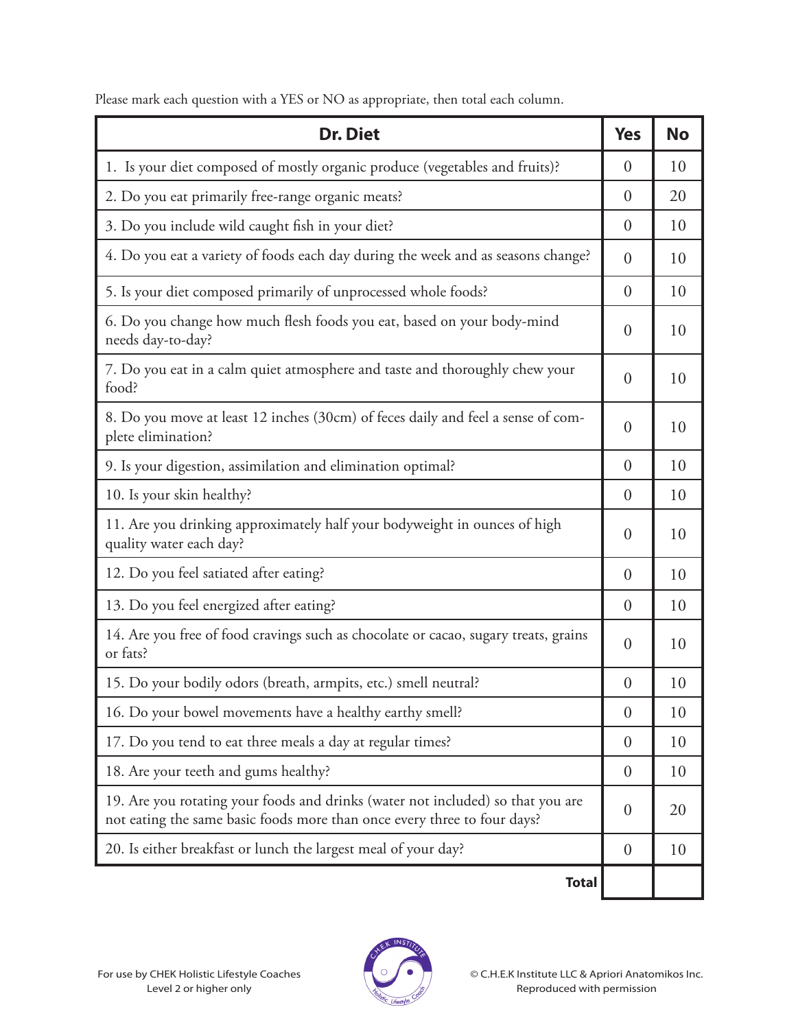Please mark each question with a YES or NO as appropriate, then total each column.

| Dr. Diet | Yes | No |
|---|---|---|
| 1. Is your diet composed of mostly organic produce (vegetables and fruits)? | 0 | 10 |
| 2. Do you eat primarily free-range organic meats? | 0 | 20 |
| 3. Do you include wild caught fish in your diet? | 0 | 10 |
| 4. Do you eat a variety of foods each day during the week and as seasons change? | 0 | 10 |
| 5. Is your diet composed primarily of unprocessed whole foods? | 0 | 10 |
| 6. Do you change how much flesh foods you eat, based on your body-mind needs day-to-day? | 0 | 10 |
| 7. Do you eat in a calm quiet atmosphere and taste and thoroughly chew your food? | 0 | 10 |
| 8. Do you move at least 12 inches (30cm) of feces daily and feel a sense of complete elimination? | 0 | 10 |
| 9. Is your digestion, assimilation and elimination optimal? | 0 | 10 |
| 10. Is your skin healthy? | 0 | 10 |
| 11. Are you drinking approximately half your bodyweight in ounces of high quality water each day? | 0 | 10 |
| 12. Do you feel satiated after eating? | 0 | 10 |
| 13. Do you feel energized after eating? | 0 | 10 |
| 14. Are you free of food cravings such as chocolate or cacao, sugary treats, grains or fats? | 0 | 10 |
| 15. Do your bodily odors (breath, armpits, etc.) smell neutral? | 0 | 10 |
| 16. Do your bowel movements have a healthy earthy smell? | 0 | 10 |
| 17. Do you tend to eat three meals a day at regular times? | 0 | 10 |
| 18. Are your teeth and gums healthy? | 0 | 10 |
| 19. Are you rotating your foods and drinks (water not included) so that you are not eating the same basic foods more than once every three to four days? | 0 | 20 |
| 20. Is either breakfast or lunch the largest meal of your day? | 0 | 10 |
| **Total** | | |

For use by CHEK Holistic Lifestyle Coaches Level 2 or higher only

© C.H.E.K Institute LLC & Apriori Anatomikos Inc. Reproduced with permission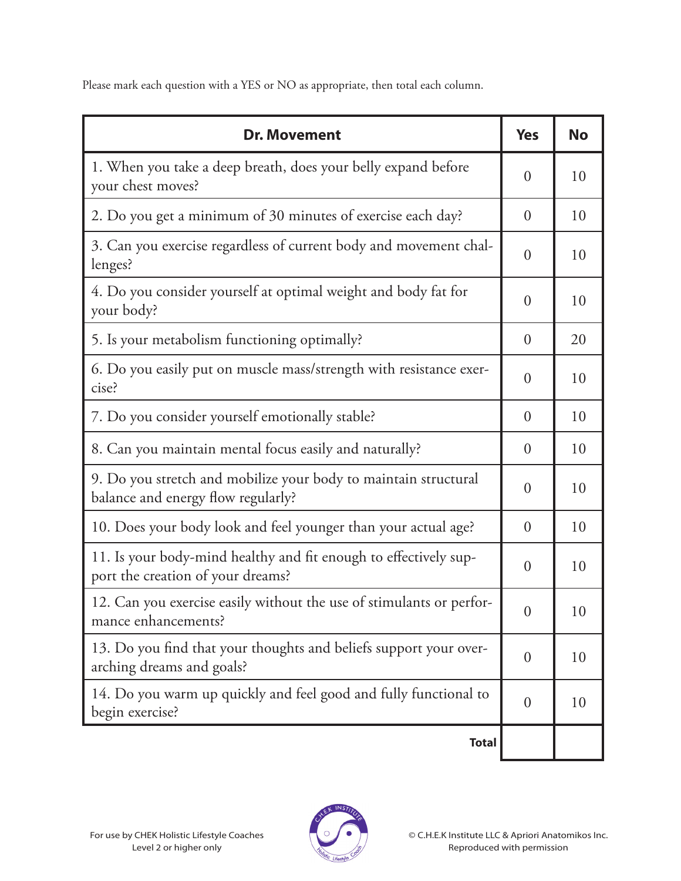Please mark each question with a YES or NO as appropriate, then total each column.

| Dr. Movement | Yes | No |
|---|---|---|
| 1. When you take a deep breath, does your belly expand before your chest moves? | 0 | 10 |
| 2. Do you get a minimum of 30 minutes of exercise each day? | 0 | 10 |
| 3. Can you exercise regardless of current body and movement challenges? | 0 | 10 |
| 4. Do you consider yourself at optimal weight and body fat for your body? | 0 | 10 |
| 5. Is your metabolism functioning optimally? | 0 | 20 |
| 6. Do you easily put on muscle mass/strength with resistance exercise? | 0 | 10 |
| 7. Do you consider yourself emotionally stable? | 0 | 10 |
| 8. Can you maintain mental focus easily and naturally? | 0 | 10 |
| 9. Do you stretch and mobilize your body to maintain structural balance and energy flow regularly? | 0 | 10 |
| 10. Does your body look and feel younger than your actual age? | 0 | 10 |
| 11. Is your body-mind healthy and fit enough to effectively support the creation of your dreams? | 0 | 10 |
| 12. Can you exercise easily without the use of stimulants or performance enhancements? | 0 | 10 |
| 13. Do you find that your thoughts and beliefs support your overarching dreams and goals? | 0 | 10 |
| 14. Do you warm up quickly and feel good and fully functional to begin exercise? | 0 | 10 |
| **Total** | | |

For use by CHEK Holistic Lifestyle Coaches Level 2 or higher only

© C.H.E.K Institute LLC & Apriori Anatomikos Inc. Reproduced with permission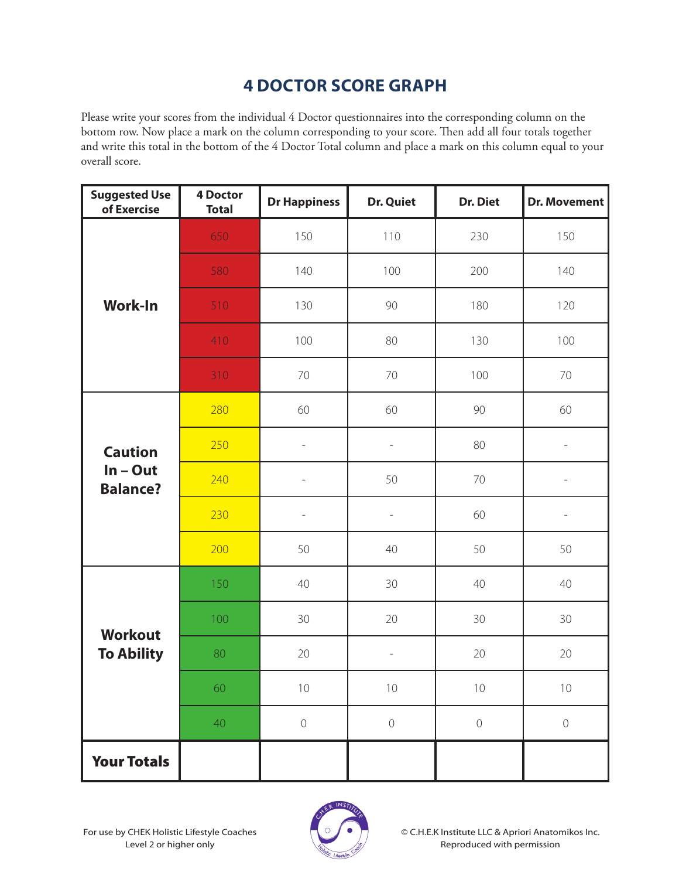# 4 DOCTOR SCORE GRAPH

Please write your scores from the individual 4 Doctor questionnaires into the corresponding column on the bottom row. Now place a mark on the column corresponding to your score. Then add all four totals together and write this total in the bottom of the 4 Doctor Total column and place a mark on this column equal to your overall score.

| Suggested Use of Exercise | 4 Doctor Total | Dr Happiness | Dr. Quiet | Dr. Diet | Dr. Movement |
|---|---|---|---|---|---|
| **Work-In** | 650 | 150 | 110 | 230 | 150 |
| | 580 | 140 | 100 | 200 | 140 |
| | 510 | 130 | 90 | 180 | 120 |
| | 410 | 100 | 80 | 130 | 100 |
| | 310 | 70 | 70 | 100 | 70 |
| **Caution In – Out Balance?** | 280 | 60 | 60 | 90 | 60 |
| | 250 | - | - | 80 | - |
| | 240 | - | 50 | 70 | - |
| | 230 | - | - | 60 | - |
| | 200 | 50 | 40 | 50 | 50 |
| **Workout To Ability** | 150 | 40 | 30 | 40 | 40 |
| | 100 | 30 | 20 | 30 | 30 |
| | 80 | 20 | - | 20 | 20 |
| | 60 | 10 | 10 | 10 | 10 |
| | 40 | 0 | 0 | 0 | 0 |
| **Your Totals** | | | | | |

For use by CHEK Holistic Lifestyle Coaches Level 2 or higher only

© C.H.E.K Institute LLC & Apriori Anatomikos Inc. Reproduced with permission